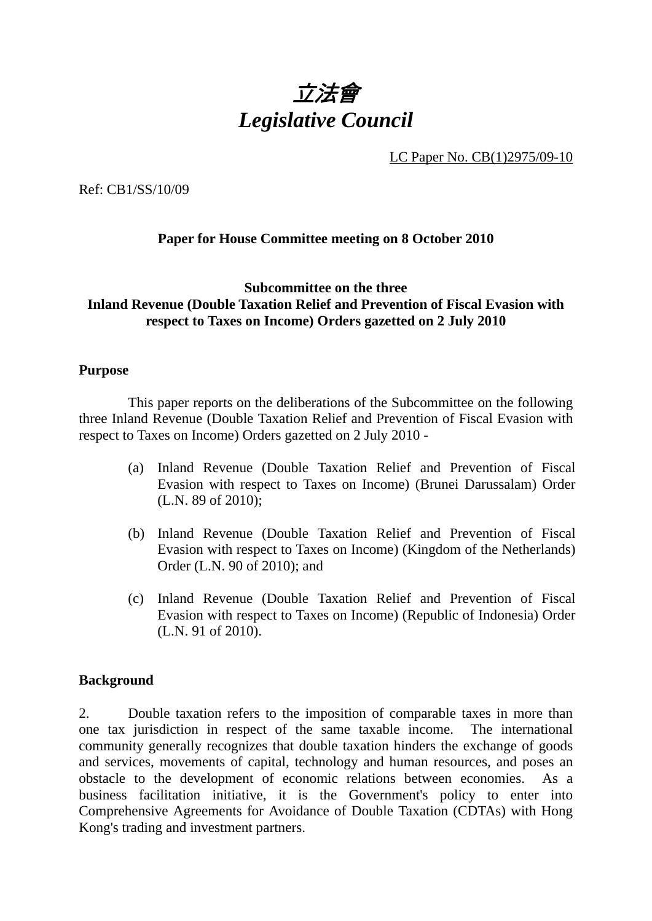# *立法會*
# *Legislative Council*

LC Paper No. CB(1)2975/09-10

Ref: CB1/SS/10/09

**Paper for House Committee meeting on 8 October 2010**

**Subcommittee on the three**
**Inland Revenue (Double Taxation Relief and Prevention of Fiscal Evasion with respect to Taxes on Income) Orders gazetted on 2 July 2010**

## Purpose

This paper reports on the deliberations of the Subcommittee on the following three Inland Revenue (Double Taxation Relief and Prevention of Fiscal Evasion with respect to Taxes on Income) Orders gazetted on 2 July 2010 -

(a) Inland Revenue (Double Taxation Relief and Prevention of Fiscal Evasion with respect to Taxes on Income) (Brunei Darussalam) Order (L.N. 89 of 2010);

(b) Inland Revenue (Double Taxation Relief and Prevention of Fiscal Evasion with respect to Taxes on Income) (Kingdom of the Netherlands) Order (L.N. 90 of 2010); and

(c) Inland Revenue (Double Taxation Relief and Prevention of Fiscal Evasion with respect to Taxes on Income) (Republic of Indonesia) Order (L.N. 91 of 2010).

## Background

2. Double taxation refers to the imposition of comparable taxes in more than one tax jurisdiction in respect of the same taxable income. The international community generally recognizes that double taxation hinders the exchange of goods and services, movements of capital, technology and human resources, and poses an obstacle to the development of economic relations between economies. As a business facilitation initiative, it is the Government's policy to enter into Comprehensive Agreements for Avoidance of Double Taxation (CDTAs) with Hong Kong's trading and investment partners.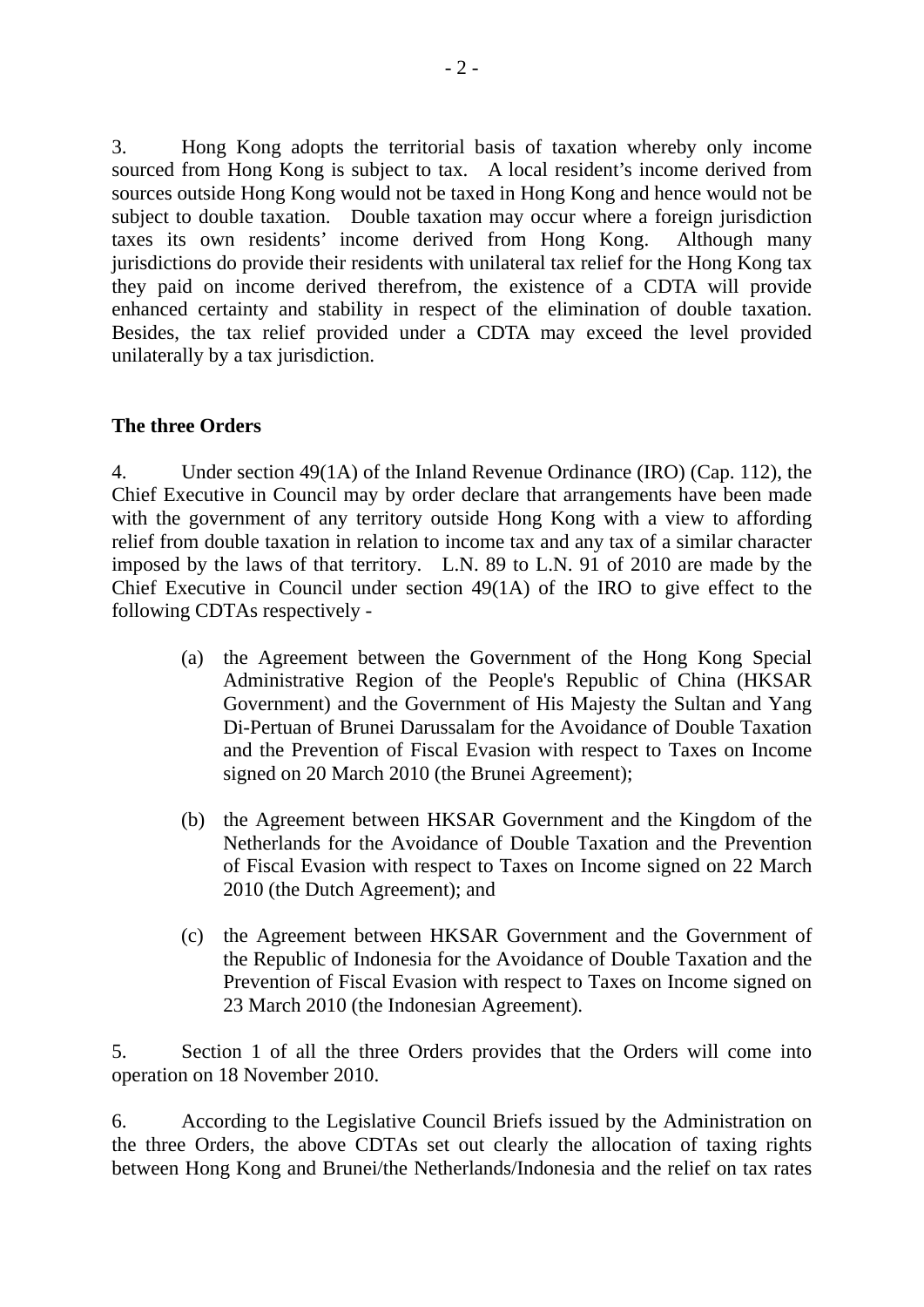3. Hong Kong adopts the territorial basis of taxation whereby only income sourced from Hong Kong is subject to tax. A local resident's income derived from sources outside Hong Kong would not be taxed in Hong Kong and hence would not be subject to double taxation. Double taxation may occur where a foreign jurisdiction taxes its own residents' income derived from Hong Kong. Although many jurisdictions do provide their residents with unilateral tax relief for the Hong Kong tax they paid on income derived therefrom, the existence of a CDTA will provide enhanced certainty and stability in respect of the elimination of double taxation. Besides, the tax relief provided under a CDTA may exceed the level provided unilaterally by a tax jurisdiction.

**The three Orders**

4. Under section 49(1A) of the Inland Revenue Ordinance (IRO) (Cap. 112), the Chief Executive in Council may by order declare that arrangements have been made with the government of any territory outside Hong Kong with a view to affording relief from double taxation in relation to income tax and any tax of a similar character imposed by the laws of that territory. L.N. 89 to L.N. 91 of 2010 are made by the Chief Executive in Council under section 49(1A) of the IRO to give effect to the following CDTAs respectively -

(a) the Agreement between the Government of the Hong Kong Special Administrative Region of the People's Republic of China (HKSAR Government) and the Government of His Majesty the Sultan and Yang Di-Pertuan of Brunei Darussalam for the Avoidance of Double Taxation and the Prevention of Fiscal Evasion with respect to Taxes on Income signed on 20 March 2010 (the Brunei Agreement);

(b) the Agreement between HKSAR Government and the Kingdom of the Netherlands for the Avoidance of Double Taxation and the Prevention of Fiscal Evasion with respect to Taxes on Income signed on 22 March 2010 (the Dutch Agreement); and

(c) the Agreement between HKSAR Government and the Government of the Republic of Indonesia for the Avoidance of Double Taxation and the Prevention of Fiscal Evasion with respect to Taxes on Income signed on 23 March 2010 (the Indonesian Agreement).

5. Section 1 of all the three Orders provides that the Orders will come into operation on 18 November 2010.

6. According to the Legislative Council Briefs issued by the Administration on the three Orders, the above CDTAs set out clearly the allocation of taxing rights between Hong Kong and Brunei/the Netherlands/Indonesia and the relief on tax rates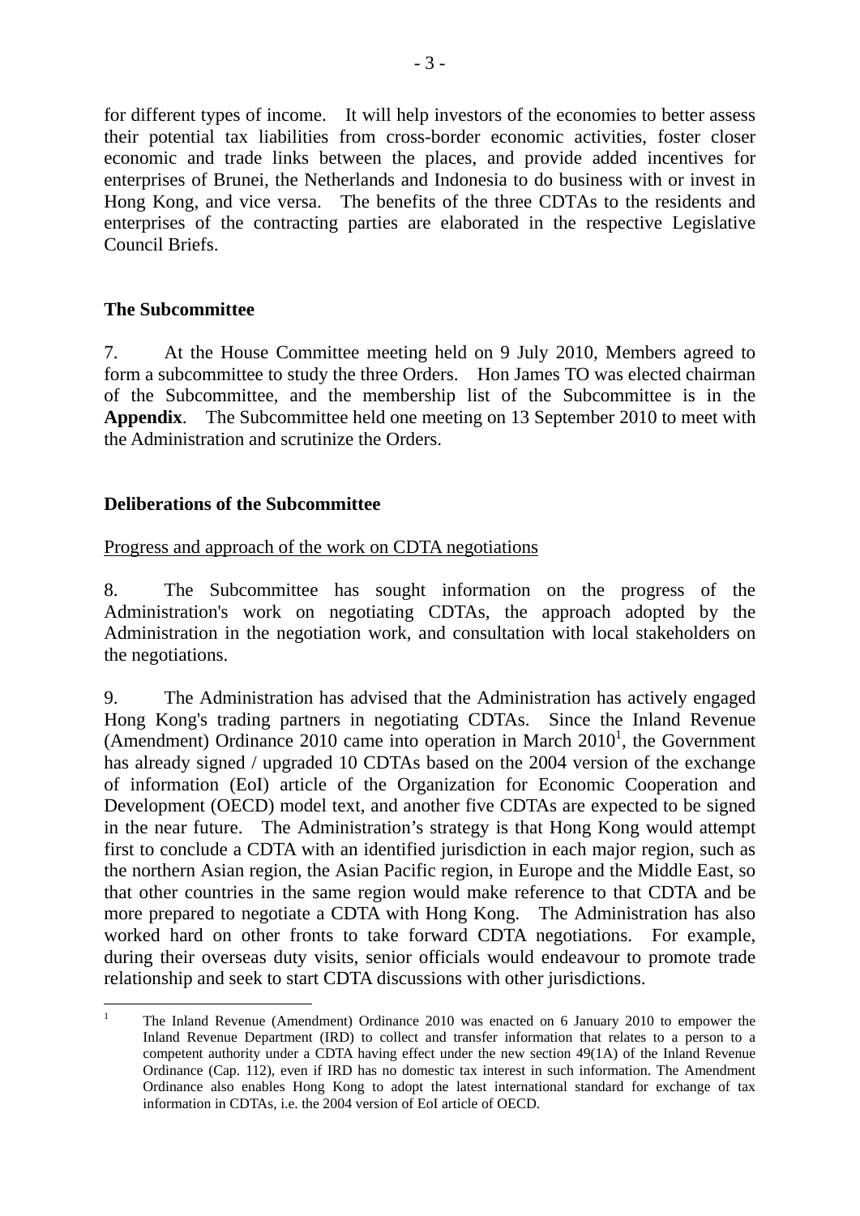for different types of income. It will help investors of the economies to better assess their potential tax liabilities from cross-border economic activities, foster closer economic and trade links between the places, and provide added incentives for enterprises of Brunei, the Netherlands and Indonesia to do business with or invest in Hong Kong, and vice versa. The benefits of the three CDTAs to the residents and enterprises of the contracting parties are elaborated in the respective Legislative Council Briefs.

## The Subcommittee

7. At the House Committee meeting held on 9 July 2010, Members agreed to form a subcommittee to study the three Orders. Hon James TO was elected chairman of the Subcommittee, and the membership list of the Subcommittee is in the **Appendix**. The Subcommittee held one meeting on 13 September 2010 to meet with the Administration and scrutinize the Orders.

## Deliberations of the Subcommittee

Progress and approach of the work on CDTA negotiations

8. The Subcommittee has sought information on the progress of the Administration's work on negotiating CDTAs, the approach adopted by the Administration in the negotiation work, and consultation with local stakeholders on the negotiations.

9. The Administration has advised that the Administration has actively engaged Hong Kong's trading partners in negotiating CDTAs. Since the Inland Revenue (Amendment) Ordinance 2010 came into operation in March 2010[1], the Government has already signed / upgraded 10 CDTAs based on the 2004 version of the exchange of information (EoI) article of the Organization for Economic Cooperation and Development (OECD) model text, and another five CDTAs are expected to be signed in the near future. The Administration's strategy is that Hong Kong would attempt first to conclude a CDTA with an identified jurisdiction in each major region, such as the northern Asian region, the Asian Pacific region, in Europe and the Middle East, so that other countries in the same region would make reference to that CDTA and be more prepared to negotiate a CDTA with Hong Kong. The Administration has also worked hard on other fronts to take forward CDTA negotiations. For example, during their overseas duty visits, senior officials would endeavour to promote trade relationship and seek to start CDTA discussions with other jurisdictions.

[1] The Inland Revenue (Amendment) Ordinance 2010 was enacted on 6 January 2010 to empower the Inland Revenue Department (IRD) to collect and transfer information that relates to a person to a competent authority under a CDTA having effect under the new section 49(1A) of the Inland Revenue Ordinance (Cap. 112), even if IRD has no domestic tax interest in such information. The Amendment Ordinance also enables Hong Kong to adopt the latest international standard for exchange of tax information in CDTAs, i.e. the 2004 version of EoI article of OECD.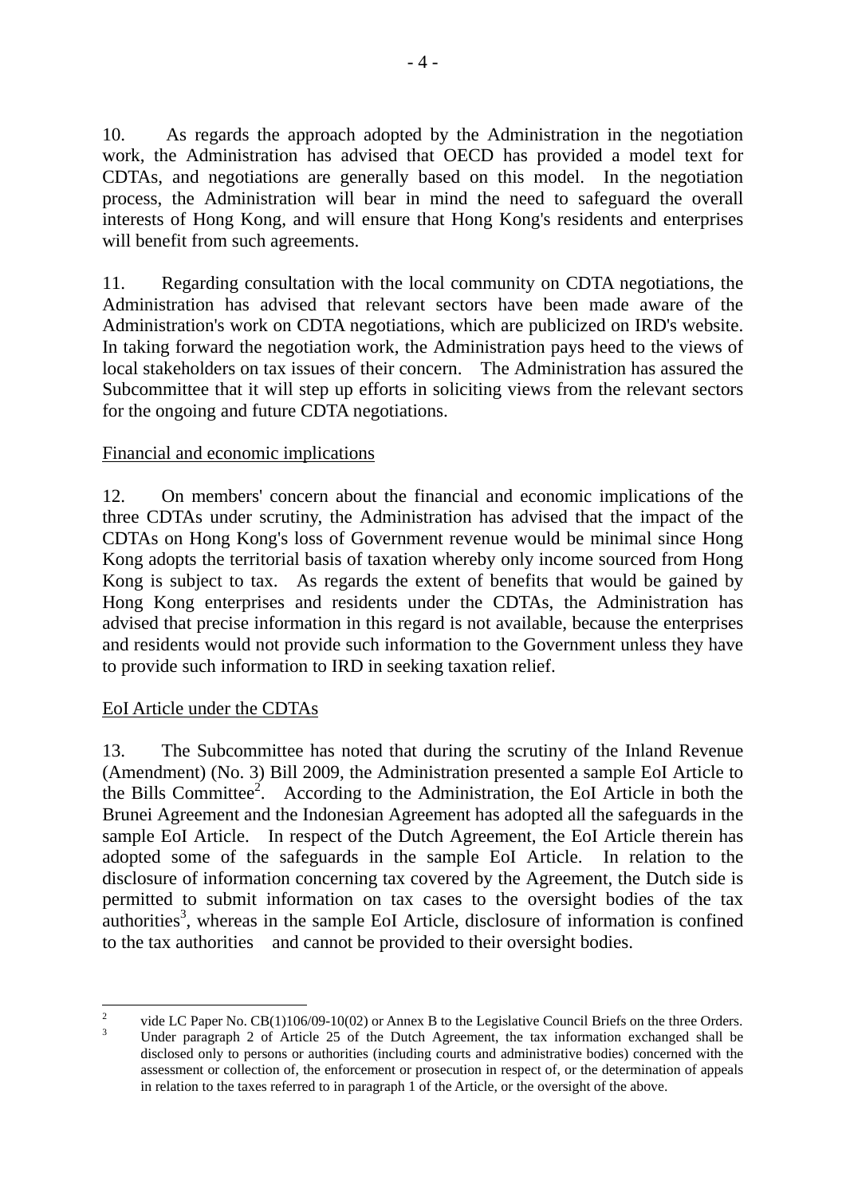10. As regards the approach adopted by the Administration in the negotiation work, the Administration has advised that OECD has provided a model text for CDTAs, and negotiations are generally based on this model. In the negotiation process, the Administration will bear in mind the need to safeguard the overall interests of Hong Kong, and will ensure that Hong Kong's residents and enterprises will benefit from such agreements.

11. Regarding consultation with the local community on CDTA negotiations, the Administration has advised that relevant sectors have been made aware of the Administration's work on CDTA negotiations, which are publicized on IRD's website. In taking forward the negotiation work, the Administration pays heed to the views of local stakeholders on tax issues of their concern. The Administration has assured the Subcommittee that it will step up efforts in soliciting views from the relevant sectors for the ongoing and future CDTA negotiations.

<u>Financial and economic implications</u>

12. On members' concern about the financial and economic implications of the three CDTAs under scrutiny, the Administration has advised that the impact of the CDTAs on Hong Kong's loss of Government revenue would be minimal since Hong Kong adopts the territorial basis of taxation whereby only income sourced from Hong Kong is subject to tax. As regards the extent of benefits that would be gained by Hong Kong enterprises and residents under the CDTAs, the Administration has advised that precise information in this regard is not available, because the enterprises and residents would not provide such information to the Government unless they have to provide such information to IRD in seeking taxation relief.

<u>EoI Article under the CDTAs</u>

13. The Subcommittee has noted that during the scrutiny of the Inland Revenue (Amendment) (No. 3) Bill 2009, the Administration presented a sample EoI Article to the Bills Committee[2]. According to the Administration, the EoI Article in both the Brunei Agreement and the Indonesian Agreement has adopted all the safeguards in the sample EoI Article. In respect of the Dutch Agreement, the EoI Article therein has adopted some of the safeguards in the sample EoI Article. In relation to the disclosure of information concerning tax covered by the Agreement, the Dutch side is permitted to submit information on tax cases to the oversight bodies of the tax authorities[3], whereas in the sample EoI Article, disclosure of information is confined to the tax authorities and cannot be provided to their oversight bodies.

---

[2] vide LC Paper No. CB(1)106/09-10(02) or Annex B to the Legislative Council Briefs on the three Orders.

[3] Under paragraph 2 of Article 25 of the Dutch Agreement, the tax information exchanged shall be disclosed only to persons or authorities (including courts and administrative bodies) concerned with the assessment or collection of, the enforcement or prosecution in respect of, or the determination of appeals in relation to the taxes referred to in paragraph 1 of the Article, or the oversight of the above.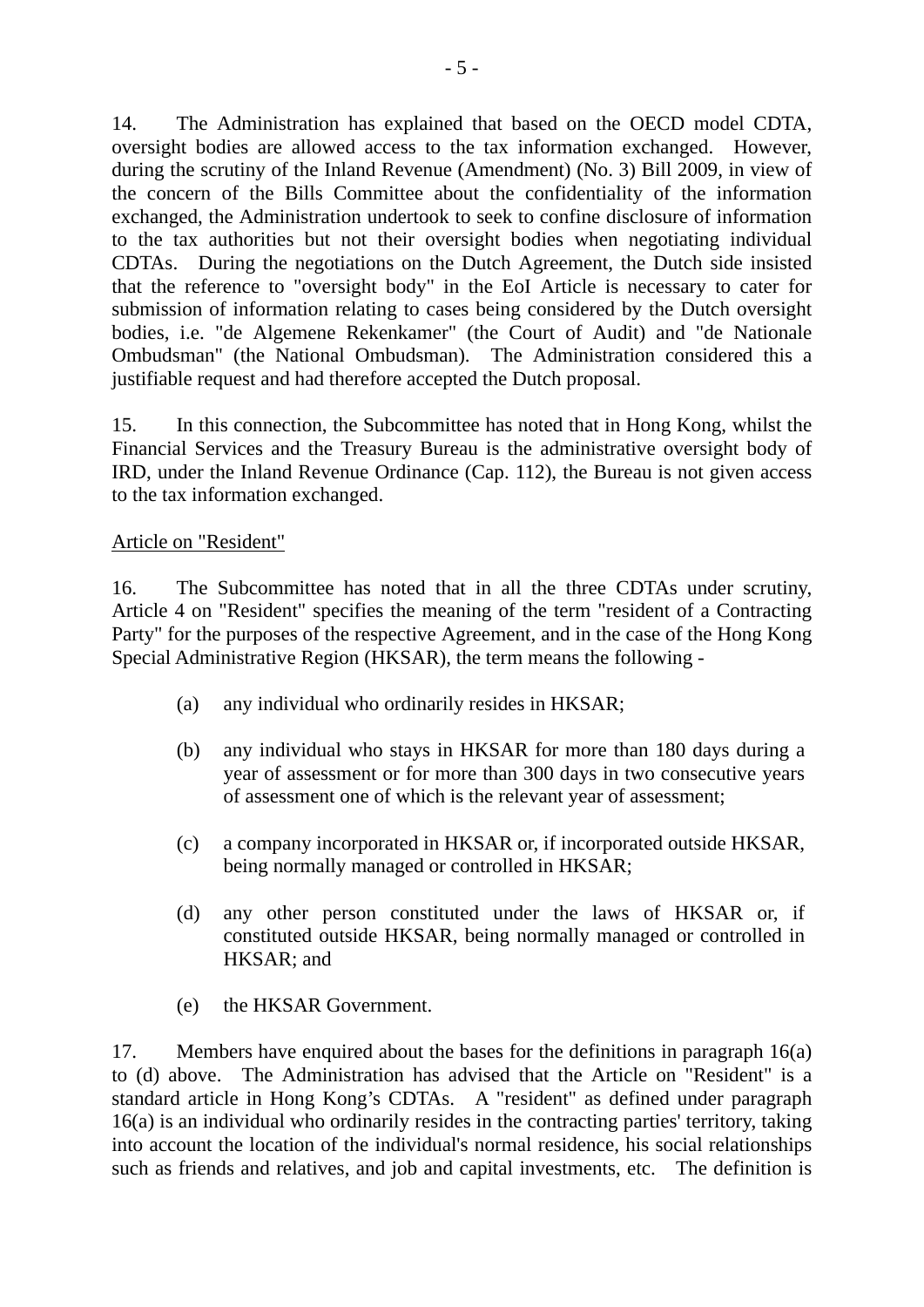14. The Administration has explained that based on the OECD model CDTA, oversight bodies are allowed access to the tax information exchanged. However, during the scrutiny of the Inland Revenue (Amendment) (No. 3) Bill 2009, in view of the concern of the Bills Committee about the confidentiality of the information exchanged, the Administration undertook to seek to confine disclosure of information to the tax authorities but not their oversight bodies when negotiating individual CDTAs. During the negotiations on the Dutch Agreement, the Dutch side insisted that the reference to "oversight body" in the EoI Article is necessary to cater for submission of information relating to cases being considered by the Dutch oversight bodies, i.e. "de Algemene Rekenkamer" (the Court of Audit) and "de Nationale Ombudsman" (the National Ombudsman). The Administration considered this a justifiable request and had therefore accepted the Dutch proposal.

15. In this connection, the Subcommittee has noted that in Hong Kong, whilst the Financial Services and the Treasury Bureau is the administrative oversight body of IRD, under the Inland Revenue Ordinance (Cap. 112), the Bureau is not given access to the tax information exchanged.

Article on "Resident"

16. The Subcommittee has noted that in all the three CDTAs under scrutiny, Article 4 on "Resident" specifies the meaning of the term "resident of a Contracting Party" for the purposes of the respective Agreement, and in the case of the Hong Kong Special Administrative Region (HKSAR), the term means the following -

(a) any individual who ordinarily resides in HKSAR;

(b) any individual who stays in HKSAR for more than 180 days during a year of assessment or for more than 300 days in two consecutive years of assessment one of which is the relevant year of assessment;

(c) a company incorporated in HKSAR or, if incorporated outside HKSAR, being normally managed or controlled in HKSAR;

(d) any other person constituted under the laws of HKSAR or, if constituted outside HKSAR, being normally managed or controlled in HKSAR; and

(e) the HKSAR Government.

17. Members have enquired about the bases for the definitions in paragraph 16(a) to (d) above. The Administration has advised that the Article on "Resident" is a standard article in Hong Kong's CDTAs. A "resident" as defined under paragraph 16(a) is an individual who ordinarily resides in the contracting parties' territory, taking into account the location of the individual's normal residence, his social relationships such as friends and relatives, and job and capital investments, etc. The definition is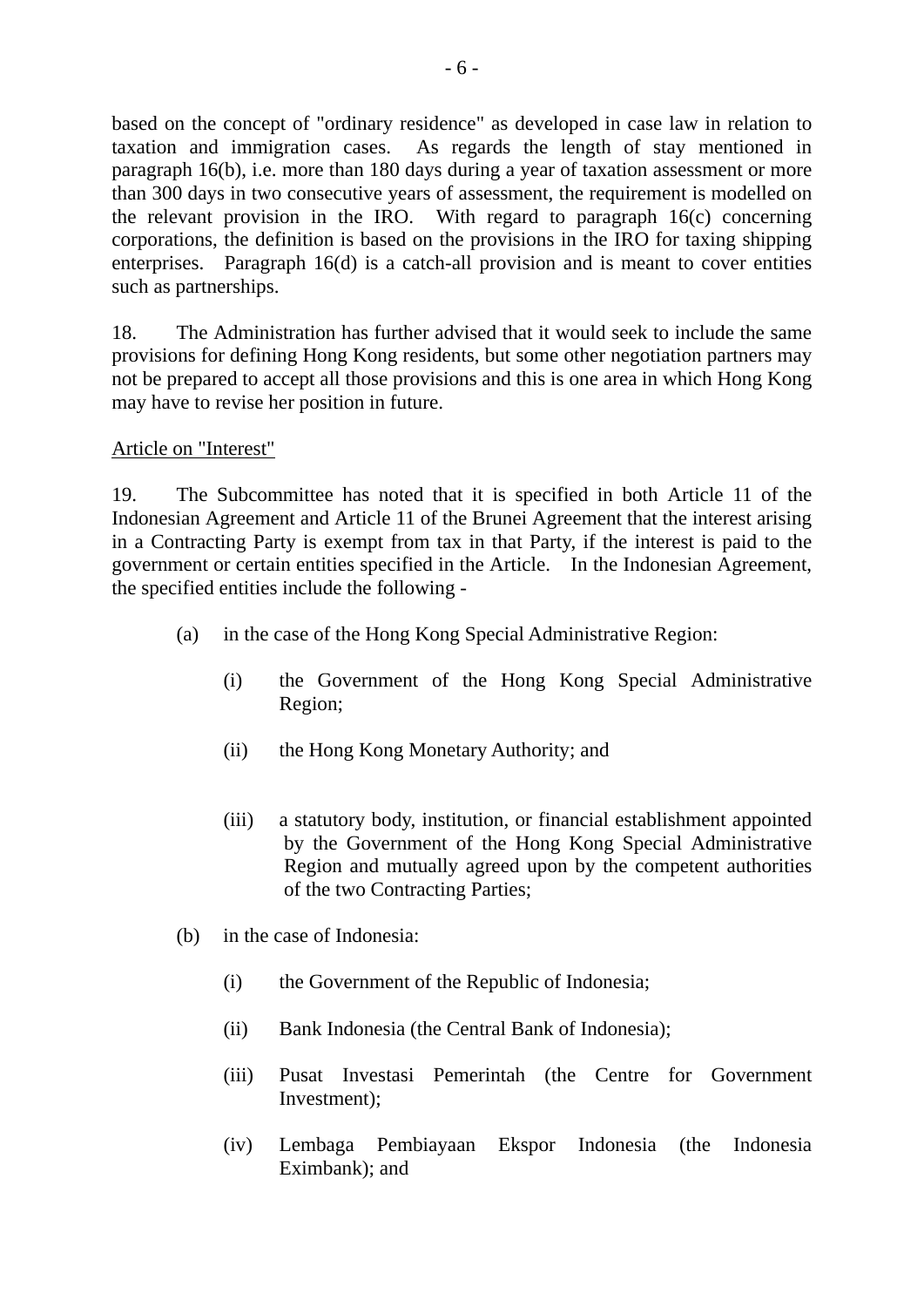based on the concept of "ordinary residence" as developed in case law in relation to taxation and immigration cases. As regards the length of stay mentioned in paragraph 16(b), i.e. more than 180 days during a year of taxation assessment or more than 300 days in two consecutive years of assessment, the requirement is modelled on the relevant provision in the IRO. With regard to paragraph 16(c) concerning corporations, the definition is based on the provisions in the IRO for taxing shipping enterprises. Paragraph 16(d) is a catch-all provision and is meant to cover entities such as partnerships.

18. The Administration has further advised that it would seek to include the same provisions for defining Hong Kong residents, but some other negotiation partners may not be prepared to accept all those provisions and this is one area in which Hong Kong may have to revise her position in future.

<u>Article on "Interest"</u>

19. The Subcommittee has noted that it is specified in both Article 11 of the Indonesian Agreement and Article 11 of the Brunei Agreement that the interest arising in a Contracting Party is exempt from tax in that Party, if the interest is paid to the government or certain entities specified in the Article. In the Indonesian Agreement, the specified entities include the following -

- (a) in the case of the Hong Kong Special Administrative Region:
  - (i) the Government of the Hong Kong Special Administrative Region;
  - (ii) the Hong Kong Monetary Authority; and
  - (iii) a statutory body, institution, or financial establishment appointed by the Government of the Hong Kong Special Administrative Region and mutually agreed upon by the competent authorities of the two Contracting Parties;
- (b) in the case of Indonesia:
  - (i) the Government of the Republic of Indonesia;
  - (ii) Bank Indonesia (the Central Bank of Indonesia);
  - (iii) Pusat Investasi Pemerintah (the Centre for Government Investment);
  - (iv) Lembaga Pembiayaan Ekspor Indonesia (the Indonesia Eximbank); and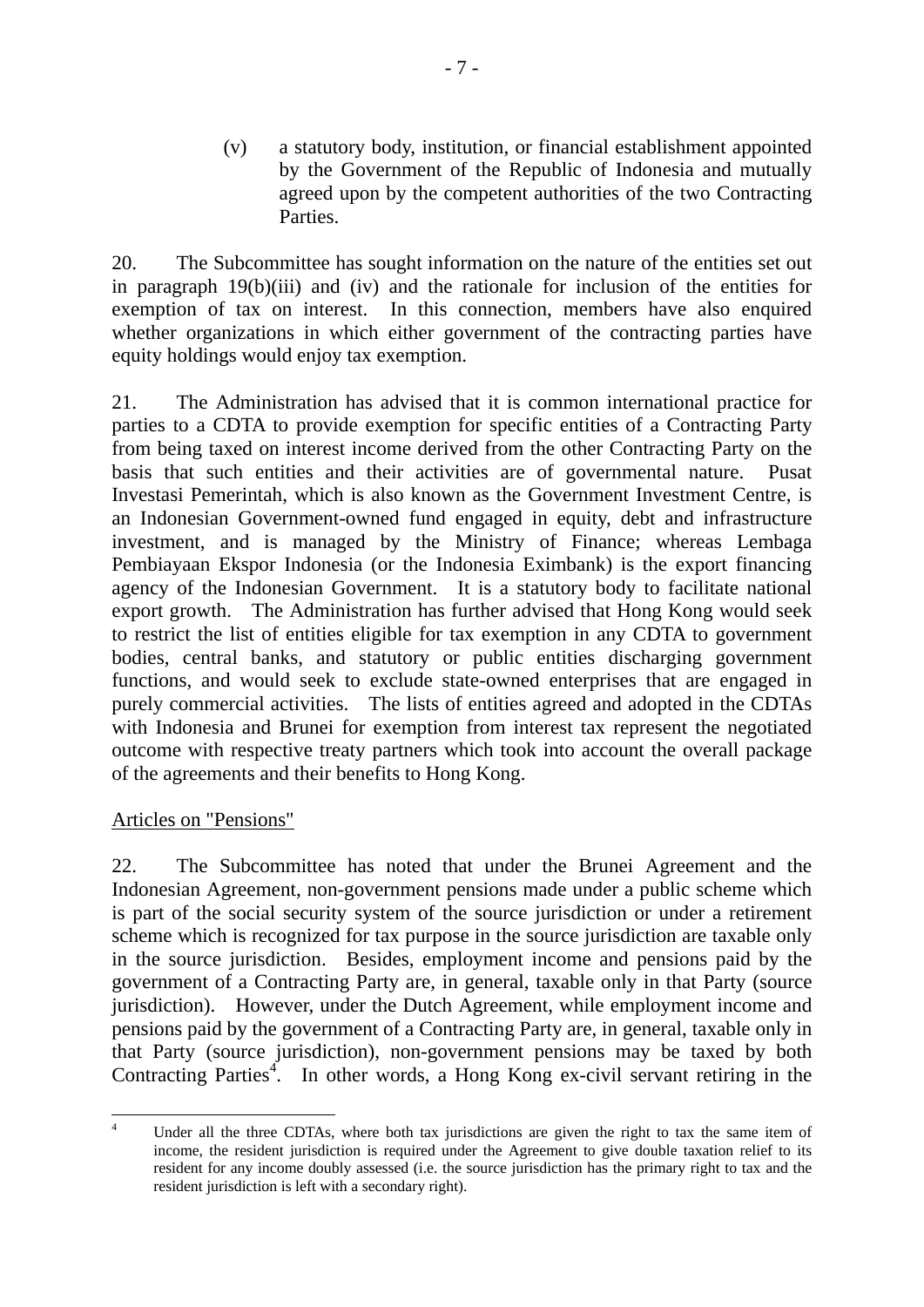(v) a statutory body, institution, or financial establishment appointed by the Government of the Republic of Indonesia and mutually agreed upon by the competent authorities of the two Contracting Parties.

20. The Subcommittee has sought information on the nature of the entities set out in paragraph 19(b)(iii) and (iv) and the rationale for inclusion of the entities for exemption of tax on interest. In this connection, members have also enquired whether organizations in which either government of the contracting parties have equity holdings would enjoy tax exemption.

21. The Administration has advised that it is common international practice for parties to a CDTA to provide exemption for specific entities of a Contracting Party from being taxed on interest income derived from the other Contracting Party on the basis that such entities and their activities are of governmental nature. Pusat Investasi Pemerintah, which is also known as the Government Investment Centre, is an Indonesian Government-owned fund engaged in equity, debt and infrastructure investment, and is managed by the Ministry of Finance; whereas Lembaga Pembiayaan Ekspor Indonesia (or the Indonesia Eximbank) is the export financing agency of the Indonesian Government. It is a statutory body to facilitate national export growth. The Administration has further advised that Hong Kong would seek to restrict the list of entities eligible for tax exemption in any CDTA to government bodies, central banks, and statutory or public entities discharging government functions, and would seek to exclude state-owned enterprises that are engaged in purely commercial activities. The lists of entities agreed and adopted in the CDTAs with Indonesia and Brunei for exemption from interest tax represent the negotiated outcome with respective treaty partners which took into account the overall package of the agreements and their benefits to Hong Kong.

<u>Articles on "Pensions"</u>

22. The Subcommittee has noted that under the Brunei Agreement and the Indonesian Agreement, non-government pensions made under a public scheme which is part of the social security system of the source jurisdiction or under a retirement scheme which is recognized for tax purpose in the source jurisdiction are taxable only in the source jurisdiction. Besides, employment income and pensions paid by the government of a Contracting Party are, in general, taxable only in that Party (source jurisdiction). However, under the Dutch Agreement, while employment income and pensions paid by the government of a Contracting Party are, in general, taxable only in that Party (source jurisdiction), non-government pensions may be taxed by both Contracting Parties[4]. In other words, a Hong Kong ex-civil servant retiring in the

[4] Under all the three CDTAs, where both tax jurisdictions are given the right to tax the same item of income, the resident jurisdiction is required under the Agreement to give double taxation relief to its resident for any income doubly assessed (i.e. the source jurisdiction has the primary right to tax and the resident jurisdiction is left with a secondary right).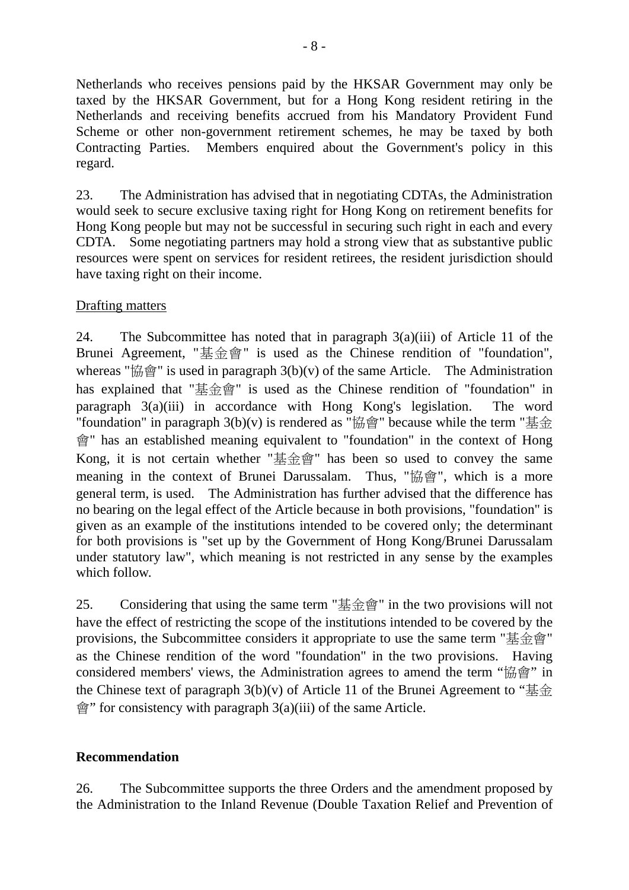Netherlands who receives pensions paid by the HKSAR Government may only be taxed by the HKSAR Government, but for a Hong Kong resident retiring in the Netherlands and receiving benefits accrued from his Mandatory Provident Fund Scheme or other non-government retirement schemes, he may be taxed by both Contracting Parties. Members enquired about the Government's policy in this regard.

23. The Administration has advised that in negotiating CDTAs, the Administration would seek to secure exclusive taxing right for Hong Kong on retirement benefits for Hong Kong people but may not be successful in securing such right in each and every CDTA. Some negotiating partners may hold a strong view that as substantive public resources were spent on services for resident retirees, the resident jurisdiction should have taxing right on their income.

Drafting matters

24. The Subcommittee has noted that in paragraph 3(a)(iii) of Article 11 of the Brunei Agreement, "基金會" is used as the Chinese rendition of "foundation", whereas "協會" is used in paragraph 3(b)(v) of the same Article. The Administration has explained that "基金會" is used as the Chinese rendition of "foundation" in paragraph 3(a)(iii) in accordance with Hong Kong's legislation. The word "foundation" in paragraph 3(b)(v) is rendered as "協會" because while the term "基金會" has an established meaning equivalent to "foundation" in the context of Hong Kong, it is not certain whether "基金會" has been so used to convey the same meaning in the context of Brunei Darussalam. Thus, "協會", which is a more general term, is used. The Administration has further advised that the difference has no bearing on the legal effect of the Article because in both provisions, "foundation" is given as an example of the institutions intended to be covered only; the determinant for both provisions is "set up by the Government of Hong Kong/Brunei Darussalam under statutory law", which meaning is not restricted in any sense by the examples which follow.

25. Considering that using the same term "基金會" in the two provisions will not have the effect of restricting the scope of the institutions intended to be covered by the provisions, the Subcommittee considers it appropriate to use the same term "基金會" as the Chinese rendition of the word "foundation" in the two provisions. Having considered members' views, the Administration agrees to amend the term "協會" in the Chinese text of paragraph 3(b)(v) of Article 11 of the Brunei Agreement to "基金會" for consistency with paragraph 3(a)(iii) of the same Article.

**Recommendation**

26. The Subcommittee supports the three Orders and the amendment proposed by the Administration to the Inland Revenue (Double Taxation Relief and Prevention of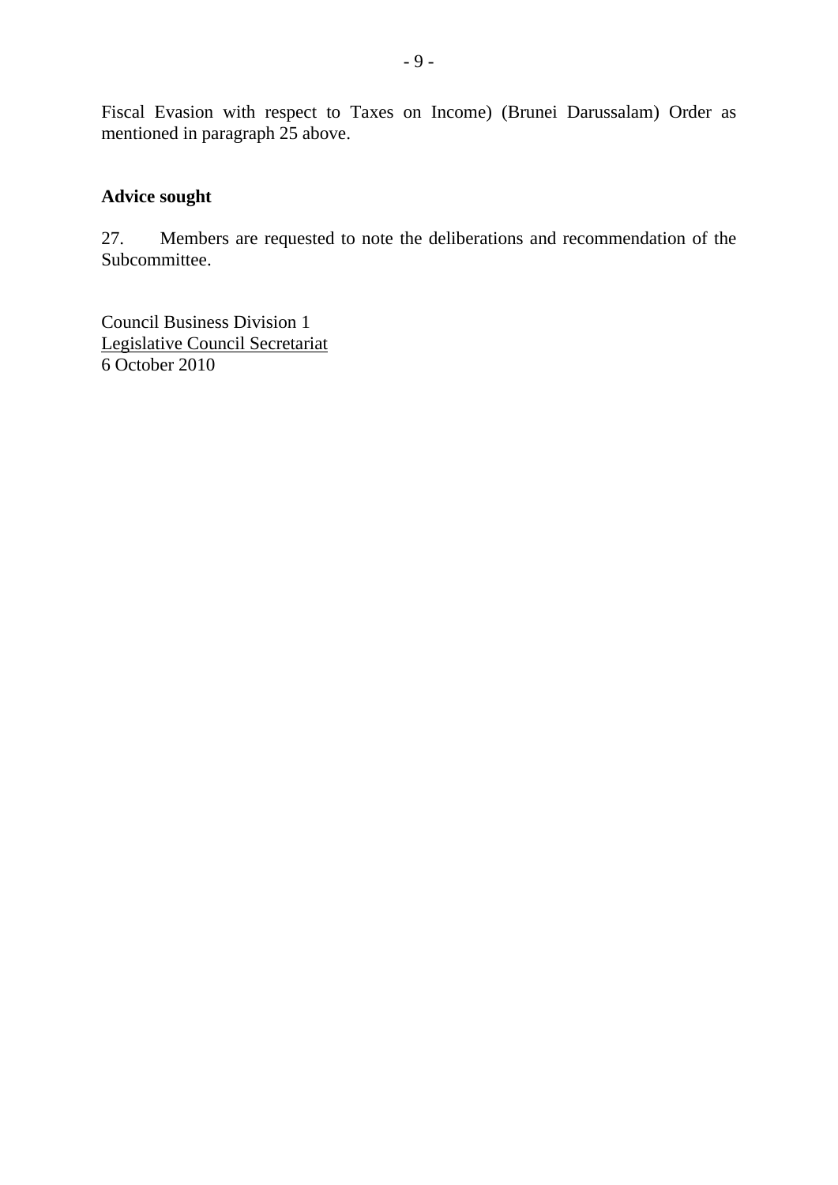Fiscal Evasion with respect to Taxes on Income) (Brunei Darussalam) Order as mentioned in paragraph 25 above.

**Advice sought**

27. Members are requested to note the deliberations and recommendation of the Subcommittee.

Council Business Division 1
Legislative Council Secretariat
6 October 2010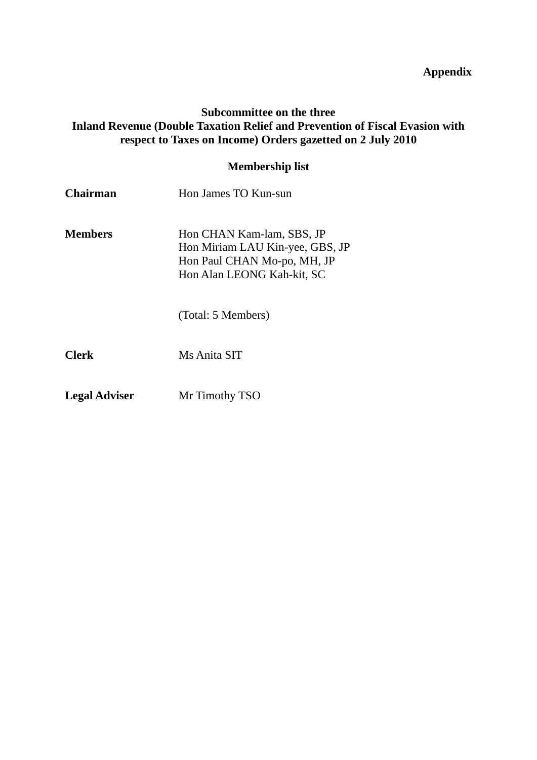**Appendix**

## Subcommittee on the three Inland Revenue (Double Taxation Relief and Prevention of Fiscal Evasion with respect to Taxes on Income) Orders gazetted on 2 July 2010

### Membership list

| | |
|---|---|
| **Chairman** | Hon James TO Kun-sun |
| **Members** | Hon CHAN Kam-lam, SBS, JP<br>Hon Miriam LAU Kin-yee, GBS, JP<br>Hon Paul CHAN Mo-po, MH, JP<br>Hon Alan LEONG Kah-kit, SC |
| | (Total: 5 Members) |
| **Clerk** | Ms Anita SIT |
| **Legal Adviser** | Mr Timothy TSO |